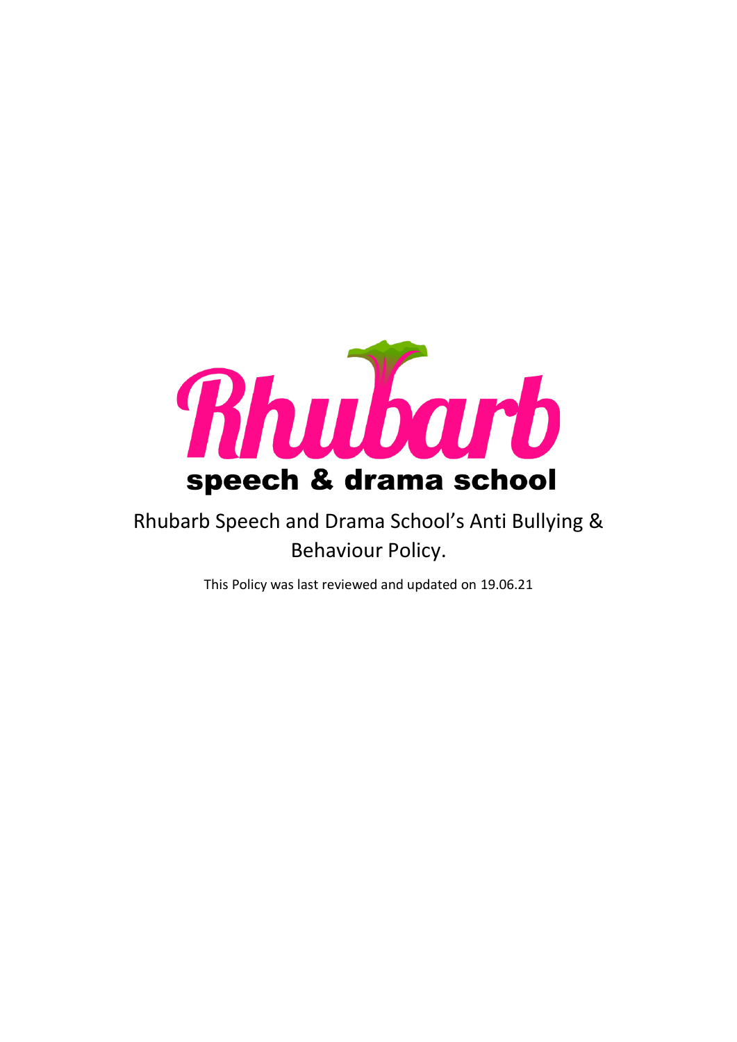Rhubarb

speech & drama school

# Rhubarb Speech and Drama School's Anti Bullying & Behaviour Policy.

This Policy was last reviewed and updated on 19.06.21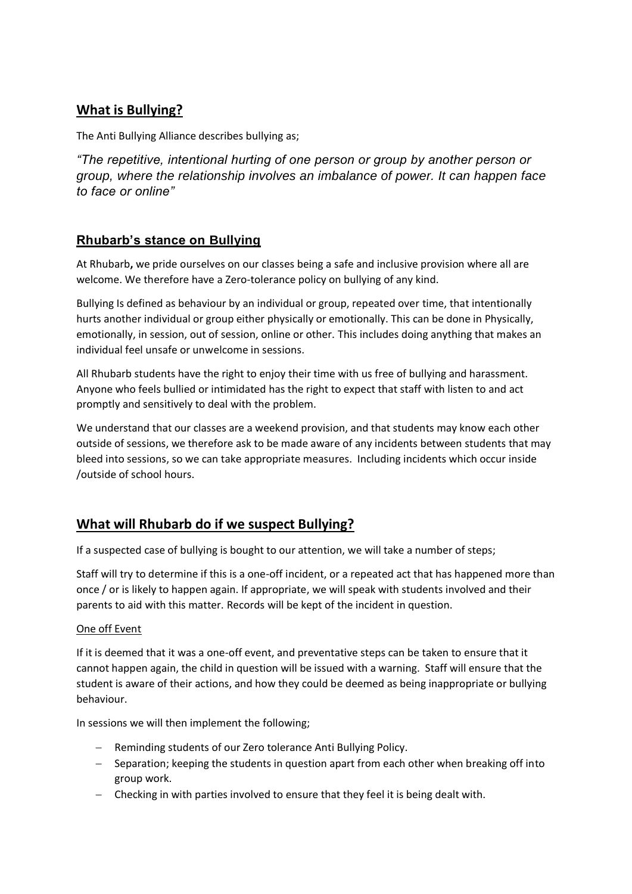## What is Bullying?

The Anti Bullying Alliance describes bullying as;

*"The repetitive, intentional hurting of one person or group by another person or group, where the relationship involves an imbalance of power. It can happen face to face or online"*

## Rhubarb's stance on Bullying

At Rhubarb**,** we pride ourselves on our classes being a safe and inclusive provision where all are welcome. We therefore have a Zero-tolerance policy on bullying of any kind.

Bullying Is defined as behaviour by an individual or group, repeated over time, that intentionally hurts another individual or group either physically or emotionally. This can be done in Physically, emotionally, in session, out of session, online or other. This includes doing anything that makes an individual feel unsafe or unwelcome in sessions.

All Rhubarb students have the right to enjoy their time with us free of bullying and harassment. Anyone who feels bullied or intimidated has the right to expect that staff with listen to and act promptly and sensitively to deal with the problem.

We understand that our classes are a weekend provision, and that students may know each other outside of sessions, we therefore ask to be made aware of any incidents between students that may bleed into sessions, so we can take appropriate measures. Including incidents which occur inside /outside of school hours.

## What will Rhubarb do if we suspect Bullying?

If a suspected case of bullying is bought to our attention, we will take a number of steps;

Staff will try to determine if this is a one-off incident, or a repeated act that has happened more than once / or is likely to happen again. If appropriate, we will speak with students involved and their parents to aid with this matter. Records will be kept of the incident in question.

One off Event

If it is deemed that it was a one-off event, and preventative steps can be taken to ensure that it cannot happen again, the child in question will be issued with a warning. Staff will ensure that the student is aware of their actions, and how they could be deemed as being inappropriate or bullying behaviour.

In sessions we will then implement the following;

- Reminding students of our Zero tolerance Anti Bullying Policy.
- Separation; keeping the students in question apart from each other when breaking off into group work.
- Checking in with parties involved to ensure that they feel it is being dealt with.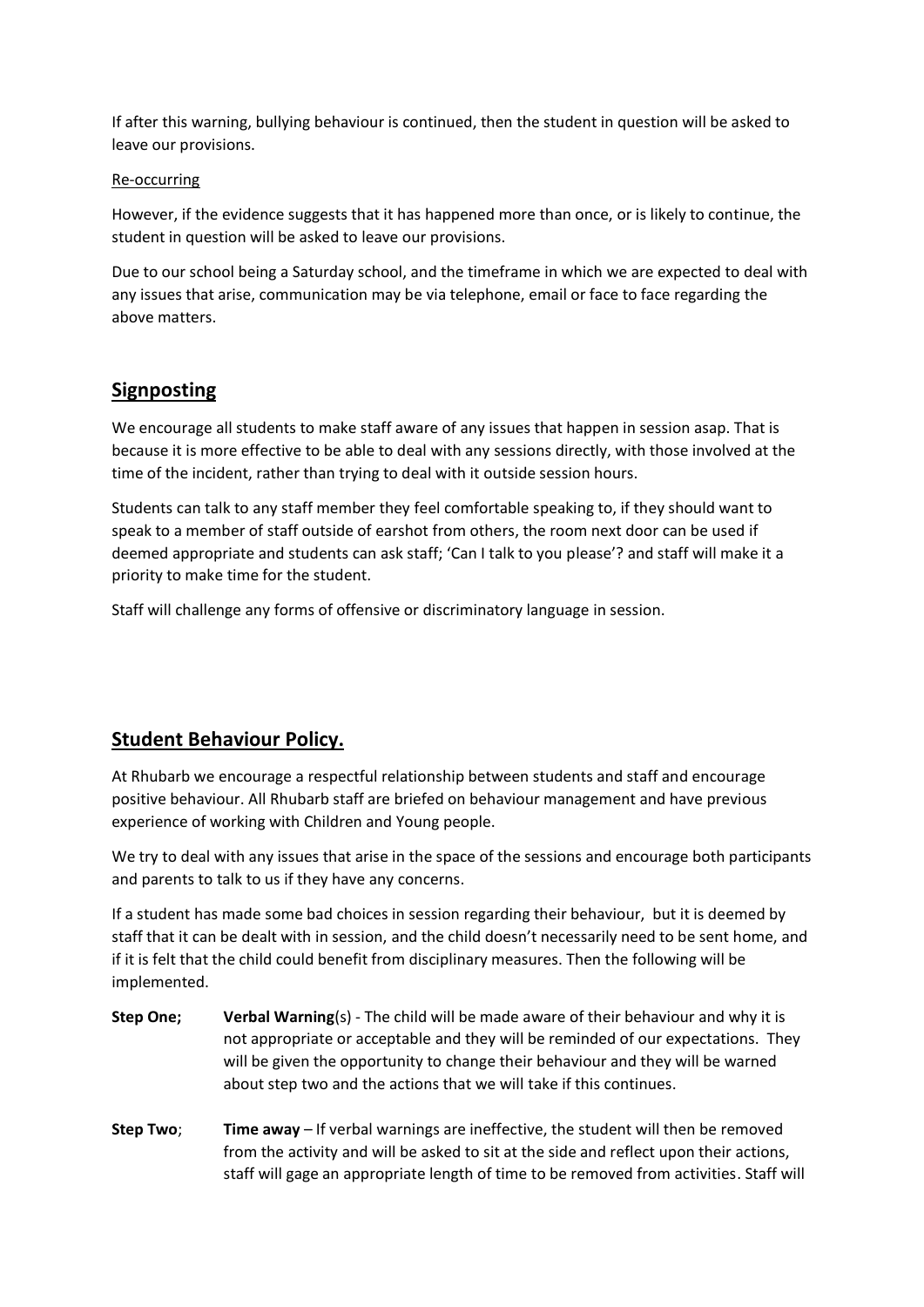If after this warning, bullying behaviour is continued, then the student in question will be asked to leave our provisions.

Re-occurring

However, if the evidence suggests that it has happened more than once, or is likely to continue, the student in question will be asked to leave our provisions.

Due to our school being a Saturday school, and the timeframe in which we are expected to deal with any issues that arise, communication may be via telephone, email or face to face regarding the above matters.

## Signposting

We encourage all students to make staff aware of any issues that happen in session asap. That is because it is more effective to be able to deal with any sessions directly, with those involved at the time of the incident, rather than trying to deal with it outside session hours.

Students can talk to any staff member they feel comfortable speaking to, if they should want to speak to a member of staff outside of earshot from others, the room next door can be used if deemed appropriate and students can ask staff; 'Can I talk to you please'? and staff will make it a priority to make time for the student.

Staff will challenge any forms of offensive or discriminatory language in session.

## Student Behaviour Policy.

At Rhubarb we encourage a respectful relationship between students and staff and encourage positive behaviour. All Rhubarb staff are briefed on behaviour management and have previous experience of working with Children and Young people.

We try to deal with any issues that arise in the space of the sessions and encourage both participants and parents to talk to us if they have any concerns.

If a student has made some bad choices in session regarding their behaviour, but it is deemed by staff that it can be dealt with in session, and the child doesn't necessarily need to be sent home, and if it is felt that the child could benefit from disciplinary measures. Then the following will be implemented.

**Step One;** **Verbal Warning**(s) - The child will be made aware of their behaviour and why it is not appropriate or acceptable and they will be reminded of our expectations. They will be given the opportunity to change their behaviour and they will be warned about step two and the actions that we will take if this continues.

**Step Two**; **Time away** – If verbal warnings are ineffective, the student will then be removed from the activity and will be asked to sit at the side and reflect upon their actions, staff will gage an appropriate length of time to be removed from activities. Staff will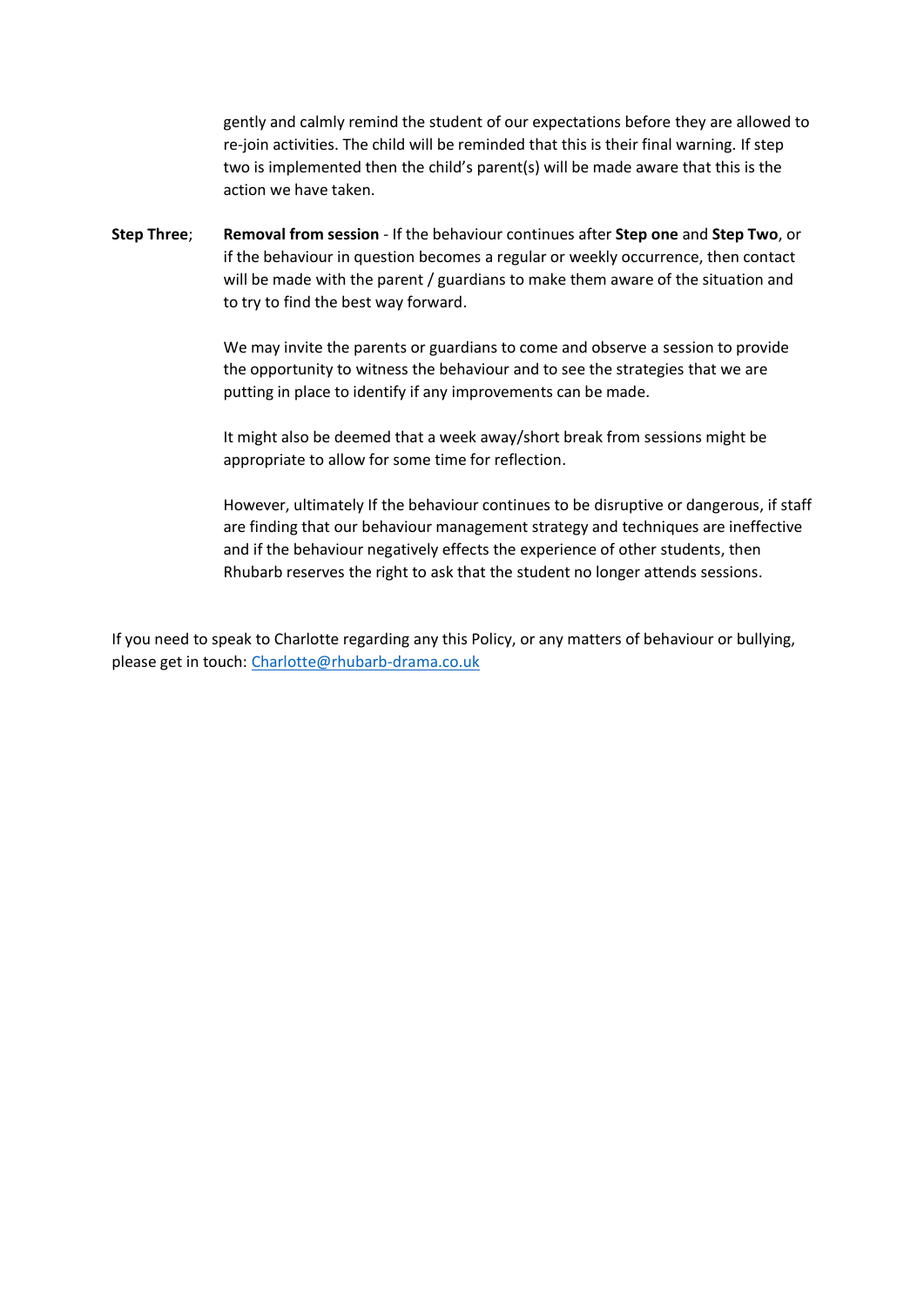gently and calmly remind the student of our expectations before they are allowed to re-join activities. The child will be reminded that this is their final warning. If step two is implemented then the child's parent(s) will be made aware that this is the action we have taken.

**Step Three**; **Removal from session** - If the behaviour continues after **Step one** and **Step Two**, or if the behaviour in question becomes a regular or weekly occurrence, then contact will be made with the parent / guardians to make them aware of the situation and to try to find the best way forward.

We may invite the parents or guardians to come and observe a session to provide the opportunity to witness the behaviour and to see the strategies that we are putting in place to identify if any improvements can be made.

It might also be deemed that a week away/short break from sessions might be appropriate to allow for some time for reflection.

However, ultimately If the behaviour continues to be disruptive or dangerous, if staff are finding that our behaviour management strategy and techniques are ineffective and if the behaviour negatively effects the experience of other students, then Rhubarb reserves the right to ask that the student no longer attends sessions.

If you need to speak to Charlotte regarding any this Policy, or any matters of behaviour or bullying, please get in touch: [Charlotte@rhubarb-drama.co.uk](mailto:Charlotte@rhubarb-drama.co.uk)